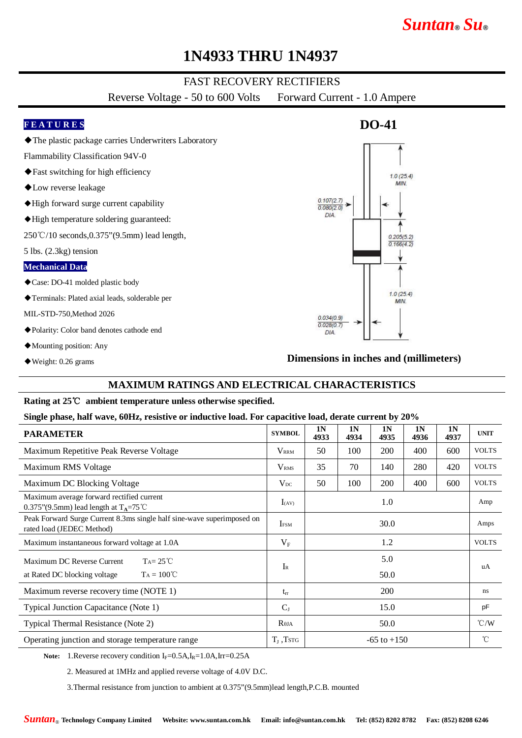# 1N4933 THRU 1N4937

## FAST RECOVERY RECTIFIERS

Reverse Voltage - 50 to 600 Volts Forward Current - 1.0 Ampere

### FEATURES

◆The plastic package carries Underwriters Laboratory Flammability Classification 94V-0

◆Fast switching for high efficiency

◆Low reverse leakage

◆High forward surge current capability

◆High temperature soldering guaranteed: 250℃/10 seconds,0.375"(9.5mm) lead length, 5 lbs. (2.3kg) tension

### Mechanical Data

◆Case: DO-41 molded plastic body

◆Terminals: Plated axial leads, solderable per MIL-STD-750,Method 2026

◆Polarity: Color band denotes cathode end

◆Mounting position: Any

◆Weight: 0.26 grams

**DO-41**

1.0 (25.4) MIN.

0.107(2.7) / 0.080(2.0) DIA.

0.205(5.2) / 0.166(4.2)

1.0 (25.4) MIN.

0.034(0.9) / 0.028(0.7) DIA.

**Dimensions in inches and (millimeters)**

## MAXIMUM RATINGS AND ELECTRICAL CHARACTERISTICS

**Rating at 25℃ ambient temperature unless otherwise specified.**

**Single phase, half wave, 60Hz, resistive or inductive load. For capacitive load, derate current by 20%**

| PARAMETER | SYMBOL | 1N 4933 | 1N 4934 | 1N 4935 | 1N 4936 | 1N 4937 | UNIT |
|---|---|---|---|---|---|---|---|
| Maximum Repetitive Peak Reverse Voltage | $V_{RRM}$ | 50 | 100 | 200 | 400 | 600 | VOLTS |
| Maximum RMS Voltage | $V_{RMS}$ | 35 | 70 | 140 | 280 | 420 | VOLTS |
| Maximum DC Blocking Voltage | $V_{DC}$ | 50 | 100 | 200 | 400 | 600 | VOLTS |
| Maximum average forward rectified current 0.375"(9.5mm) lead length at $T_A$=75℃ | $I_{(AV)}$ | 1.0 | | | | | Amp |
| Peak Forward Surge Current 8.3ms single half sine-wave superimposed on rated load (JEDEC Method) | $I_{FSM}$ | 30.0 | | | | | Amps |
| Maximum instantaneous forward voltage at 1.0A | $V_F$ | 1.2 | | | | | VOLTS |
| Maximum DC Reverse Current $T_A$= 25℃ / at Rated DC blocking voltage $T_A$ = 100℃ | $I_R$ | 5.0 / 50.0 | | | | | uA |
| Maximum reverse recovery time (NOTE 1) | $t_{rr}$ | 200 | | | | | ns |
| Typical Junction Capacitance (Note 1) | $C_J$ | 15.0 | | | | | pF |
| Typical Thermal Resistance (Note 2) | $R_{\theta JA}$ | 50.0 | | | | | ℃/W |
| Operating junction and storage temperature range | $T_J$ ,$T_{STG}$ | -65 to +150 | | | | | ℃ |

**Note:** 1.Reverse recovery condition $I_F$=0.5A,$I_R$=1.0A,Irr=0.25A

2. Measured at 1MHz and applied reverse voltage of 4.0V D.C.

3.Thermal resistance from junction to ambient at 0.375"(9.5mm)lead length,P.C.B. mounted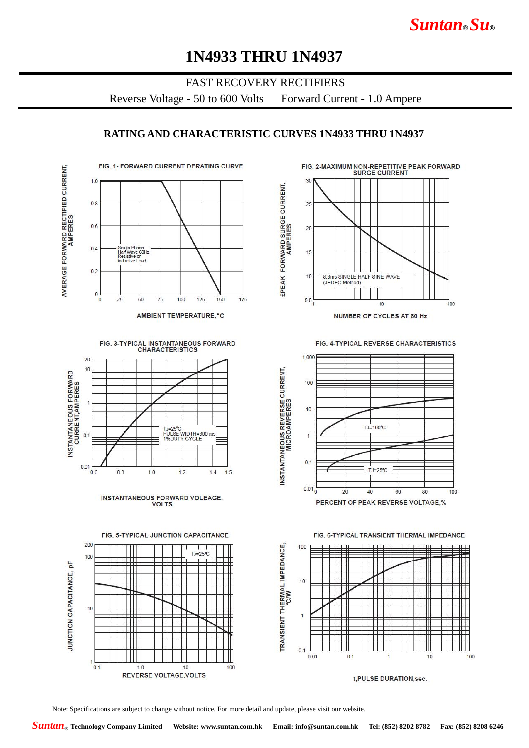# 1N4933 THRU 1N4937

FAST RECOVERY RECTIFIERS

Reverse Voltage - 50 to 600 Volts      Forward Current - 1.0 Ampere

## RATING AND CHARACTERISTIC CURVES 1N4933 THRU 1N4937

FIG. 1- FORWARD CURRENT DERATING CURVE

AVERAGE FORWARD RECTIFIED CURRENT, AMPERES

1.0
0.8
0.6
0.4
0.2
0

Single Phase
Half Wave 60Hz
Resistive or
Inductive Load

0 25 50 75 100 125 150 175

AMBIENT TEMPERATURE,°C

FIG. 2-MAXIMUM NON-REPETITIVE PEAK FORWARD SURGE CURRENT

PEAK FORWARD SURGE CURRENT, AMPERES

30
25
20
15
10
5.0

8.3ms SINGLE HALF SINE-WAVE
(JEDEC Method)

1 10 100

NUMBER OF CYCLES AT 60 Hz

FIG. 3-TYPICAL INSTANTANEOUS FORWARD CHARACTERISTICS

INSTANTANEOUS FORWARD CURRENT,AMPERES

20
10
1
0.1
0.01

TJ=25°C
PULSE WIDTH=300 us
1%DUTY CYCLE

0.6 0.8 1.0 1.2 1.4 1.5

INSTANTANEOUS FORWARD VOLEAGE, VOLTS

FIG. 4-TYPICAL REVERSE CHARACTERISTICS

INSTANTANEOUS REVERSE CURRENT, MICROAMPERES

1,000
100
10
1
0.1
0.01

TJ=100°C

TJ=25°C

0 20 40 60 80 100

PERCENT OF PEAK REVERSE VOLTAGE,%

FIG. 5-TYPICAL JUNCTION CAPACITANCE

JUNCTION CAPACITANCE, pF

200
100
10
1

TJ=25°C

0.1 1.0 10 100

REVERSE VOLTAGE,VOLTS

FIG. 6-TYPICAL TRANSIENT THERMAL IMPEDANCE

TRANSIENT THERMAL IMPEDANCE, °C/W

100
10
1
0.1

0.01 0.1 1 10 100

t,PULSE DURATION,sec.

Note: Specifications are subject to change without notice. For more detail and update, please visit our website.

Suntan® Technology Company Limited   Website: www.suntan.com.hk   Email: info@suntan.com.hk   Tel: (852) 8202 8782   Fax: (852) 8208 6246